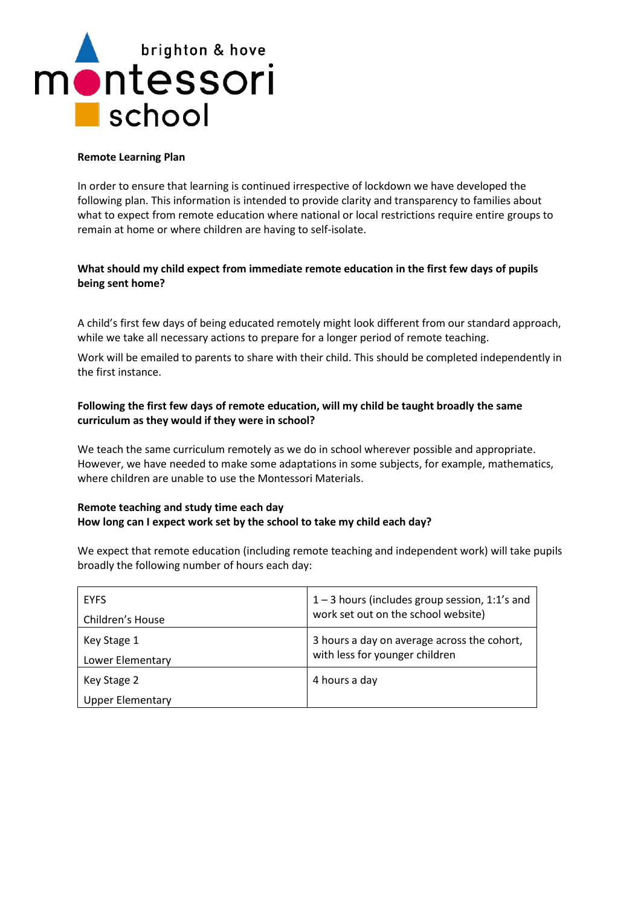brighton & hove montessori school

## Remote Learning Plan

In order to ensure that learning is continued irrespective of lockdown we have developed the following plan. This information is intended to provide clarity and transparency to families about what to expect from remote education where national or local restrictions require entire groups to remain at home or where children are having to self-isolate.

### What should my child expect from immediate remote education in the first few days of pupils being sent home?

A child's first few days of being educated remotely might look different from our standard approach, while we take all necessary actions to prepare for a longer period of remote teaching.

Work will be emailed to parents to share with their child. This should be completed independently in the first instance.

### Following the first few days of remote education, will my child be taught broadly the same curriculum as they would if they were in school?

We teach the same curriculum remotely as we do in school wherever possible and appropriate. However, we have needed to make some adaptations in some subjects, for example, mathematics, where children are unable to use the Montessori Materials.

### Remote teaching and study time each day
### How long can I expect work set by the school to take my child each day?

We expect that remote education (including remote teaching and independent work) will take pupils broadly the following number of hours each day:

| | |
|---|---|
| EYFS<br>Children's House | 1 – 3 hours (includes group session, 1:1's and work set out on the school website) |
| Key Stage 1<br>Lower Elementary | 3 hours a day on average across the cohort, with less for younger children |
| Key Stage 2<br>Upper Elementary | 4 hours a day |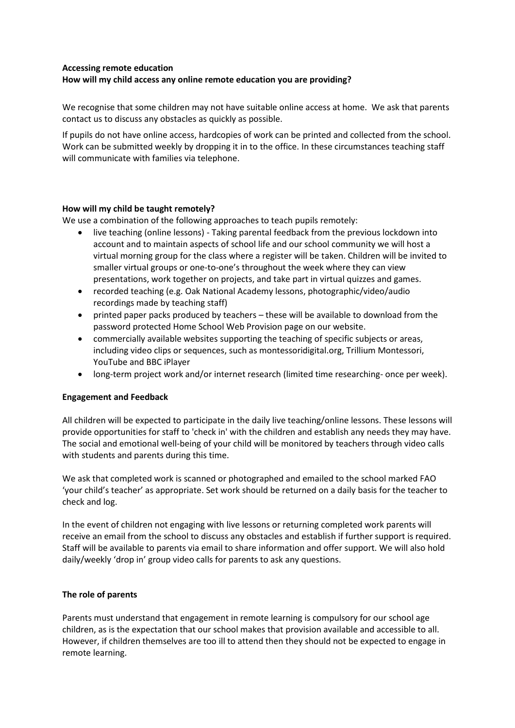**Accessing remote education**
**How will my child access any online remote education you are providing?**

We recognise that some children may not have suitable online access at home. We ask that parents contact us to discuss any obstacles as quickly as possible.

If pupils do not have online access, hardcopies of work can be printed and collected from the school. Work can be submitted weekly by dropping it in to the office. In these circumstances teaching staff will communicate with families via telephone.

**How will my child be taught remotely?**

We use a combination of the following approaches to teach pupils remotely:

- live teaching (online lessons) - Taking parental feedback from the previous lockdown into account and to maintain aspects of school life and our school community we will host a virtual morning group for the class where a register will be taken. Children will be invited to smaller virtual groups or one-to-one's throughout the week where they can view presentations, work together on projects, and take part in virtual quizzes and games.
- recorded teaching (e.g. Oak National Academy lessons, photographic/video/audio recordings made by teaching staff)
- printed paper packs produced by teachers – these will be available to download from the password protected Home School Web Provision page on our website.
- commercially available websites supporting the teaching of specific subjects or areas, including video clips or sequences, such as montessoridigital.org, Trillium Montessori, YouTube and BBC iPlayer
- long-term project work and/or internet research (limited time researching- once per week).

**Engagement and Feedback**

All children will be expected to participate in the daily live teaching/online lessons. These lessons will provide opportunities for staff to 'check in' with the children and establish any needs they may have. The social and emotional well-being of your child will be monitored by teachers through video calls with students and parents during this time.

We ask that completed work is scanned or photographed and emailed to the school marked FAO 'your child's teacher' as appropriate. Set work should be returned on a daily basis for the teacher to check and log.

In the event of children not engaging with live lessons or returning completed work parents will receive an email from the school to discuss any obstacles and establish if further support is required. Staff will be available to parents via email to share information and offer support. We will also hold daily/weekly 'drop in' group video calls for parents to ask any questions.

**The role of parents**

Parents must understand that engagement in remote learning is compulsory for our school age children, as is the expectation that our school makes that provision available and accessible to all. However, if children themselves are too ill to attend then they should not be expected to engage in remote learning.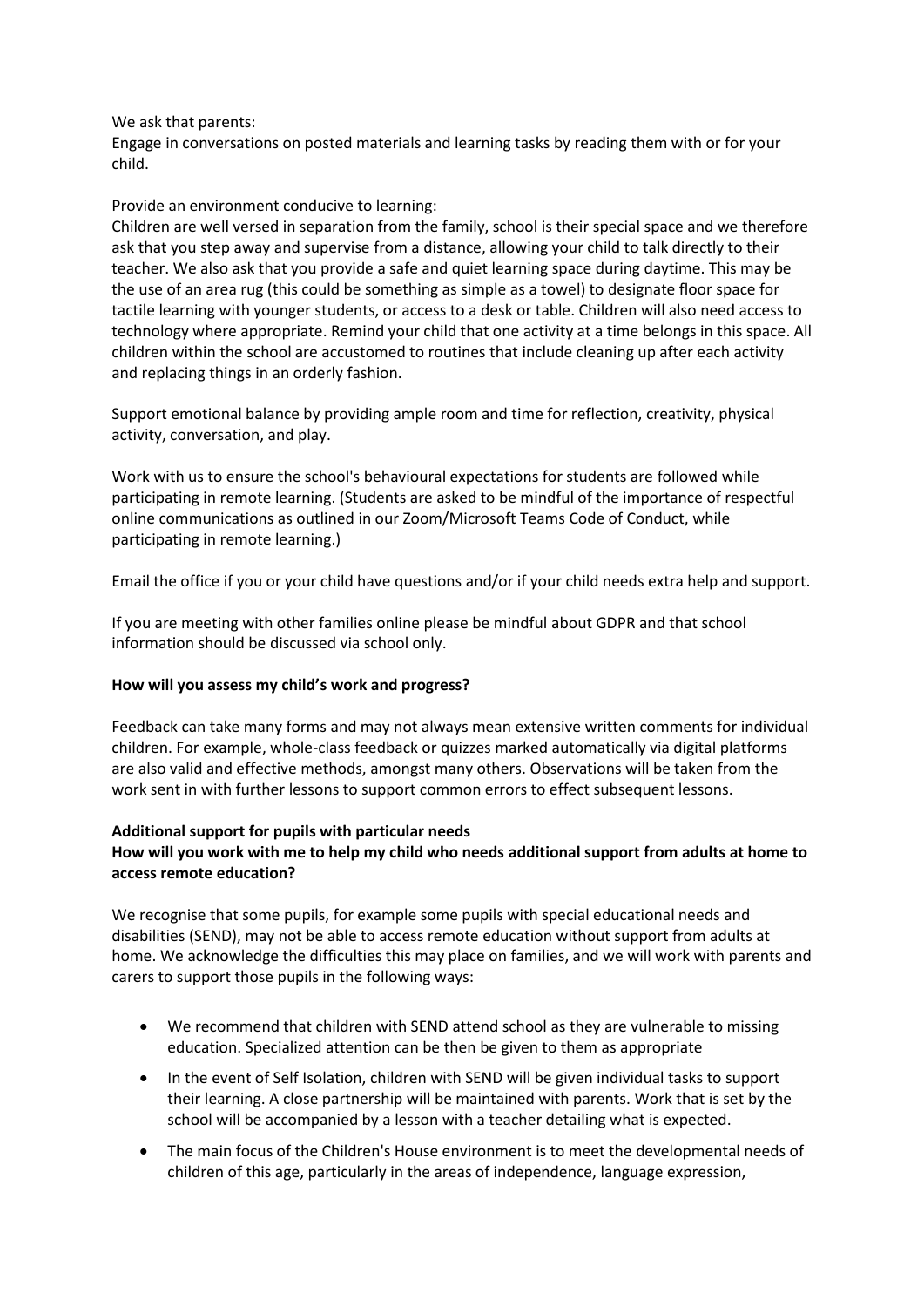We ask that parents:
Engage in conversations on posted materials and learning tasks by reading them with or for your child.

Provide an environment conducive to learning:
Children are well versed in separation from the family, school is their special space and we therefore ask that you step away and supervise from a distance, allowing your child to talk directly to their teacher. We also ask that you provide a safe and quiet learning space during daytime. This may be the use of an area rug (this could be something as simple as a towel) to designate floor space for tactile learning with younger students, or access to a desk or table. Children will also need access to technology where appropriate. Remind your child that one activity at a time belongs in this space. All children within the school are accustomed to routines that include cleaning up after each activity and replacing things in an orderly fashion.

Support emotional balance by providing ample room and time for reflection, creativity, physical activity, conversation, and play.

Work with us to ensure the school's behavioural expectations for students are followed while participating in remote learning. (Students are asked to be mindful of the importance of respectful online communications as outlined in our Zoom/Microsoft Teams Code of Conduct, while participating in remote learning.)

Email the office if you or your child have questions and/or if your child needs extra help and support.

If you are meeting with other families online please be mindful about GDPR and that school information should be discussed via school only.

**How will you assess my child's work and progress?**

Feedback can take many forms and may not always mean extensive written comments for individual children. For example, whole-class feedback or quizzes marked automatically via digital platforms are also valid and effective methods, amongst many others. Observations will be taken from the work sent in with further lessons to support common errors to effect subsequent lessons.

**Additional support for pupils with particular needs**
**How will you work with me to help my child who needs additional support from adults at home to access remote education?**

We recognise that some pupils, for example some pupils with special educational needs and disabilities (SEND), may not be able to access remote education without support from adults at home. We acknowledge the difficulties this may place on families, and we will work with parents and carers to support those pupils in the following ways:

- We recommend that children with SEND attend school as they are vulnerable to missing education. Specialized attention can be then be given to them as appropriate
- In the event of Self Isolation, children with SEND will be given individual tasks to support their learning. A close partnership will be maintained with parents. Work that is set by the school will be accompanied by a lesson with a teacher detailing what is expected.
- The main focus of the Children's House environment is to meet the developmental needs of children of this age, particularly in the areas of independence, language expression,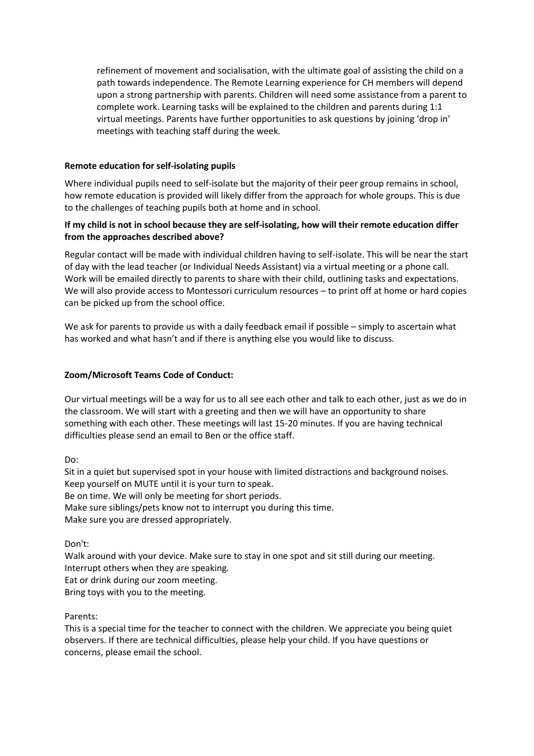refinement of movement and socialisation, with the ultimate goal of assisting the child on a path towards independence. The Remote Learning experience for CH members will depend upon a strong partnership with parents. Children will need some assistance from a parent to complete work. Learning tasks will be explained to the children and parents during 1:1 virtual meetings. Parents have further opportunities to ask questions by joining 'drop in' meetings with teaching staff during the week.

**Remote education for self-isolating pupils**

Where individual pupils need to self-isolate but the majority of their peer group remains in school, how remote education is provided will likely differ from the approach for whole groups. This is due to the challenges of teaching pupils both at home and in school.

**If my child is not in school because they are self-isolating, how will their remote education differ from the approaches described above?**

Regular contact will be made with individual children having to self-isolate. This will be near the start of day with the lead teacher (or Individual Needs Assistant) via a virtual meeting or a phone call. Work will be emailed directly to parents to share with their child, outlining tasks and expectations. We will also provide access to Montessori curriculum resources – to print off at home or hard copies can be picked up from the school office.

We ask for parents to provide us with a daily feedback email if possible – simply to ascertain what has worked and what hasn't and if there is anything else you would like to discuss.

**Zoom/Microsoft Teams Code of Conduct:**

Our virtual meetings will be a way for us to all see each other and talk to each other, just as we do in the classroom. We will start with a greeting and then we will have an opportunity to share something with each other. These meetings will last 15-20 minutes. If you are having technical difficulties please send an email to Ben or the office staff.

Do:

Sit in a quiet but supervised spot in your house with limited distractions and background noises.
Keep yourself on MUTE until it is your turn to speak.
Be on time. We will only be meeting for short periods.
Make sure siblings/pets know not to interrupt you during this time.
Make sure you are dressed appropriately.

Don't:

Walk around with your device. Make sure to stay in one spot and sit still during our meeting.
Interrupt others when they are speaking.
Eat or drink during our zoom meeting.
Bring toys with you to the meeting.

Parents:

This is a special time for the teacher to connect with the children. We appreciate you being quiet observers. If there are technical difficulties, please help your child. If you have questions or concerns, please email the school.